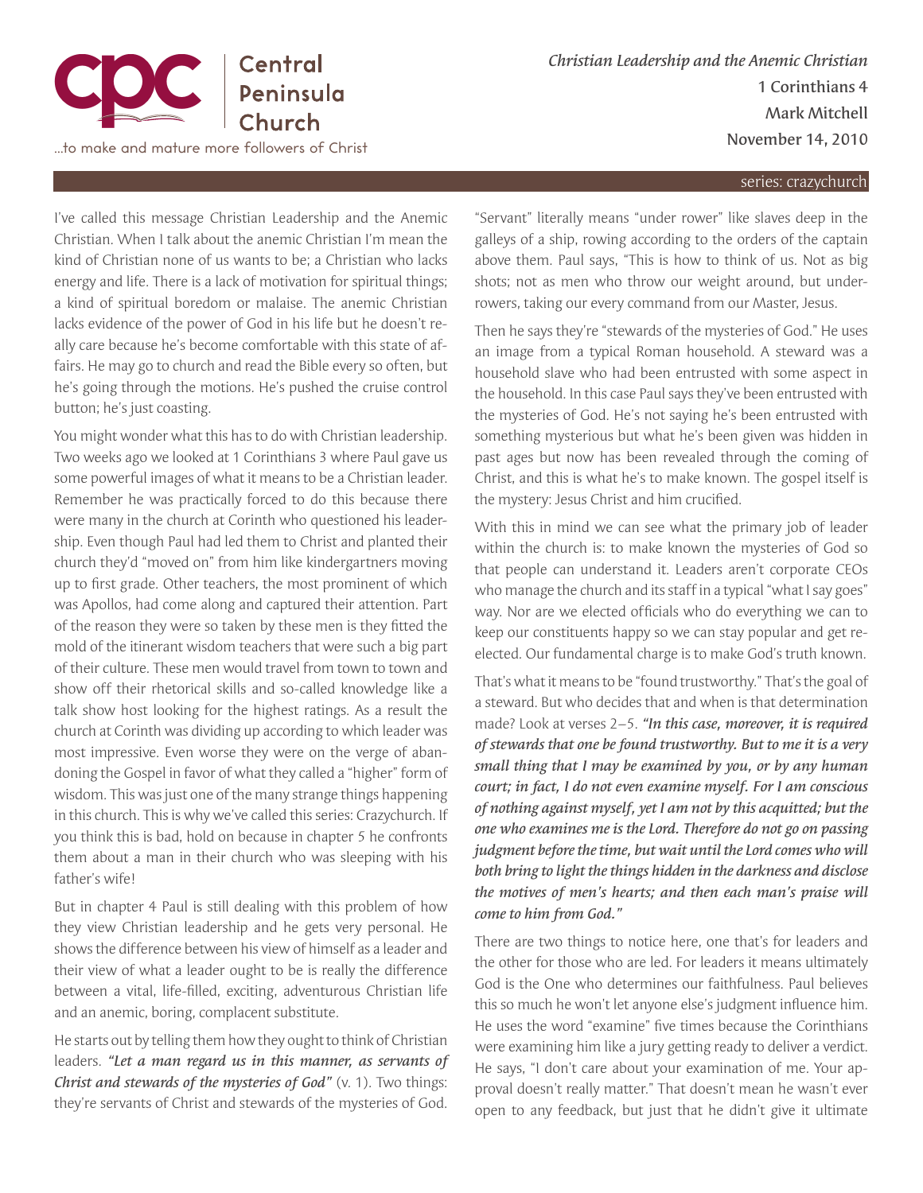# Christian Leadership and the Anemic Christian

**1 Corinthians 4**
**Mark Mitchell**
**November 14, 2010**

series: crazychurch

I've called this message Christian Leadership and the Anemic Christian. When I talk about the anemic Christian I'm mean the kind of Christian none of us wants to be; a Christian who lacks energy and life. There is a lack of motivation for spiritual things; a kind of spiritual boredom or malaise. The anemic Christian lacks evidence of the power of God in his life but he doesn't really care because he's become comfortable with this state of affairs. He may go to church and read the Bible every so often, but he's going through the motions. He's pushed the cruise control button; he's just coasting.

You might wonder what this has to do with Christian leadership. Two weeks ago we looked at 1 Corinthians 3 where Paul gave us some powerful images of what it means to be a Christian leader. Remember he was practically forced to do this because there were many in the church at Corinth who questioned his leadership. Even though Paul had led them to Christ and planted their church they'd "moved on" from him like kindergartners moving up to first grade. Other teachers, the most prominent of which was Apollos, had come along and captured their attention. Part of the reason they were so taken by these men is they fitted the mold of the itinerant wisdom teachers that were such a big part of their culture. These men would travel from town to town and show off their rhetorical skills and so-called knowledge like a talk show host looking for the highest ratings. As a result the church at Corinth was dividing up according to which leader was most impressive. Even worse they were on the verge of abandoning the Gospel in favor of what they called a "higher" form of wisdom. This was just one of the many strange things happening in this church. This is why we've called this series: Crazychurch. If you think this is bad, hold on because in chapter 5 he confronts them about a man in their church who was sleeping with his father's wife!

But in chapter 4 Paul is still dealing with this problem of how they view Christian leadership and he gets very personal. He shows the difference between his view of himself as a leader and their view of what a leader ought to be is really the difference between a vital, life-filled, exciting, adventurous Christian life and an anemic, boring, complacent substitute.

He starts out by telling them how they ought to think of Christian leaders. ***"Let a man regard us in this manner, as servants of Christ and stewards of the mysteries of God"*** (v. 1). Two things: they're servants of Christ and stewards of the mysteries of God.

"Servant" literally means "under rower" like slaves deep in the galleys of a ship, rowing according to the orders of the captain above them. Paul says, "This is how to think of us. Not as big shots; not as men who throw our weight around, but under-rowers, taking our every command from our Master, Jesus.

Then he says they're "stewards of the mysteries of God." He uses an image from a typical Roman household. A steward was a household slave who had been entrusted with some aspect in the household. In this case Paul says they've been entrusted with the mysteries of God. He's not saying he's been entrusted with something mysterious but what he's been given was hidden in past ages but now has been revealed through the coming of Christ, and this is what he's to make known. The gospel itself is the mystery: Jesus Christ and him crucified.

With this in mind we can see what the primary job of leader within the church is: to make known the mysteries of God so that people can understand it. Leaders aren't corporate CEOs who manage the church and its staff in a typical "what I say goes" way. Nor are we elected officials who do everything we can to keep our constituents happy so we can stay popular and get re-elected. Our fundamental charge is to make God's truth known.

That's what it means to be "found trustworthy." That's the goal of a steward. But who decides that and when is that determination made? Look at verses 2–5. ***"In this case, moreover, it is required of stewards that one be found trustworthy. But to me it is a very small thing that I may be examined by you, or by any human court; in fact, I do not even examine myself. For I am conscious of nothing against myself, yet I am not by this acquitted; but the one who examines me is the Lord. Therefore do not go on passing judgment before the time, but wait until the Lord comes who will both bring to light the things hidden in the darkness and disclose the motives of men's hearts; and then each man's praise will come to him from God."***

There are two things to notice here, one that's for leaders and the other for those who are led. For leaders it means ultimately God is the One who determines our faithfulness. Paul believes this so much he won't let anyone else's judgment influence him. He uses the word "examine" five times because the Corinthians were examining him like a jury getting ready to deliver a verdict. He says, "I don't care about your examination of me. Your approval doesn't really matter." That doesn't mean he wasn't ever open to any feedback, but just that he didn't give it ultimate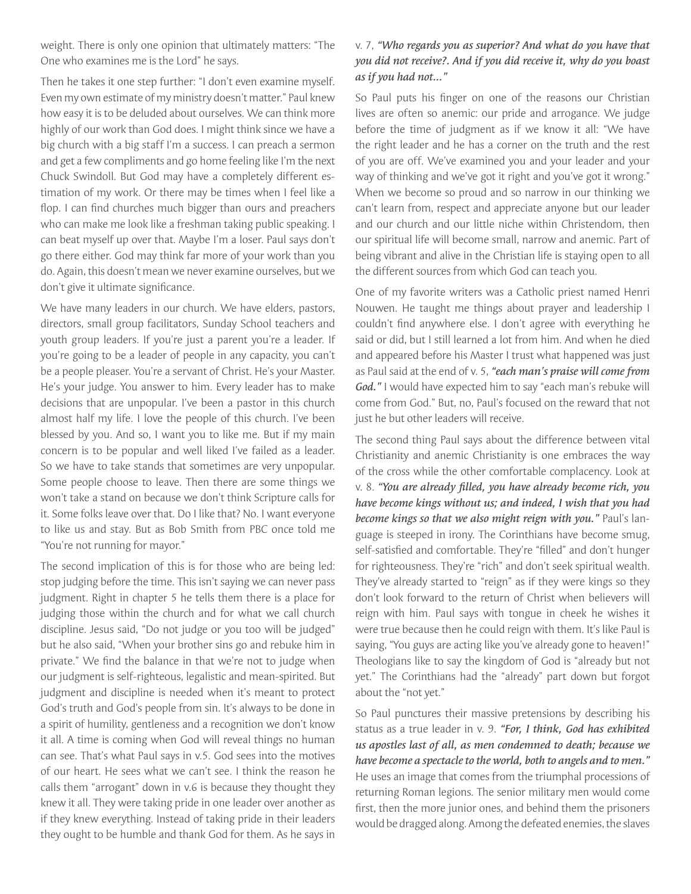weight. There is only one opinion that ultimately matters: "The One who examines me is the Lord" he says.

Then he takes it one step further: "I don't even examine myself. Even my own estimate of my ministry doesn't matter." Paul knew how easy it is to be deluded about ourselves. We can think more highly of our work than God does. I might think since we have a big church with a big staff I'm a success. I can preach a sermon and get a few compliments and go home feeling like I'm the next Chuck Swindoll. But God may have a completely different estimation of my work. Or there may be times when I feel like a flop. I can find churches much bigger than ours and preachers who can make me look like a freshman taking public speaking. I can beat myself up over that. Maybe I'm a loser. Paul says don't go there either. God may think far more of your work than you do. Again, this doesn't mean we never examine ourselves, but we don't give it ultimate significance.

We have many leaders in our church. We have elders, pastors, directors, small group facilitators, Sunday School teachers and youth group leaders. If you're just a parent you're a leader. If you're going to be a leader of people in any capacity, you can't be a people pleaser. You're a servant of Christ. He's your Master. He's your judge. You answer to him. Every leader has to make decisions that are unpopular. I've been a pastor in this church almost half my life. I love the people of this church. I've been blessed by you. And so, I want you to like me. But if my main concern is to be popular and well liked I've failed as a leader. So we have to take stands that sometimes are very unpopular. Some people choose to leave. Then there are some things we won't take a stand on because we don't think Scripture calls for it. Some folks leave over that. Do I like that? No. I want everyone to like us and stay. But as Bob Smith from PBC once told me "You're not running for mayor."

The second implication of this is for those who are being led: stop judging before the time. This isn't saying we can never pass judgment. Right in chapter 5 he tells them there is a place for judging those within the church and for what we call church discipline. Jesus said, "Do not judge or you too will be judged" but he also said, "When your brother sins go and rebuke him in private." We find the balance in that we're not to judge when our judgment is self-righteous, legalistic and mean-spirited. But judgment and discipline is needed when it's meant to protect God's truth and God's people from sin. It's always to be done in a spirit of humility, gentleness and a recognition we don't know it all. A time is coming when God will reveal things no human can see. That's what Paul says in v.5. God sees into the motives of our heart. He sees what we can't see. I think the reason he calls them "arrogant" down in v.6 is because they thought they knew it all. They were taking pride in one leader over another as if they knew everything. Instead of taking pride in their leaders they ought to be humble and thank God for them. As he says in v. 7, ***"Who regards you as superior? And what do you have that you did not receive?. And if you did receive it, why do you boast as if you had not..."***

So Paul puts his finger on one of the reasons our Christian lives are often so anemic: our pride and arrogance. We judge before the time of judgment as if we know it all: "We have the right leader and he has a corner on the truth and the rest of you are off. We've examined you and your leader and your way of thinking and we've got it right and you've got it wrong." When we become so proud and so narrow in our thinking we can't learn from, respect and appreciate anyone but our leader and our church and our little niche within Christendom, then our spiritual life will become small, narrow and anemic. Part of being vibrant and alive in the Christian life is staying open to all the different sources from which God can teach you.

One of my favorite writers was a Catholic priest named Henri Nouwen. He taught me things about prayer and leadership I couldn't find anywhere else. I don't agree with everything he said or did, but I still learned a lot from him. And when he died and appeared before his Master I trust what happened was just as Paul said at the end of v. 5, ***"each man's praise will come from God."*** I would have expected him to say "each man's rebuke will come from God." But, no, Paul's focused on the reward that not just he but other leaders will receive.

The second thing Paul says about the difference between vital Christianity and anemic Christianity is one embraces the way of the cross while the other comfortable complacency. Look at v. 8. ***"You are already filled, you have already become rich, you have become kings without us; and indeed, I wish that you had become kings so that we also might reign with you."*** Paul's language is steeped in irony. The Corinthians have become smug, self-satisfied and comfortable. They're "filled" and don't hunger for righteousness. They're "rich" and don't seek spiritual wealth. They've already started to "reign" as if they were kings so they don't look forward to the return of Christ when believers will reign with him. Paul says with tongue in cheek he wishes it were true because then he could reign with them. It's like Paul is saying, "You guys are acting like you've already gone to heaven!" Theologians like to say the kingdom of God is "already but not yet." The Corinthians had the "already" part down but forgot about the "not yet."

So Paul punctures their massive pretensions by describing his status as a true leader in v. 9. ***"For, I think, God has exhibited us apostles last of all, as men condemned to death; because we have become a spectacle to the world, both to angels and to men."*** He uses an image that comes from the triumphal processions of returning Roman legions. The senior military men would come first, then the more junior ones, and behind them the prisoners would be dragged along. Among the defeated enemies, the slaves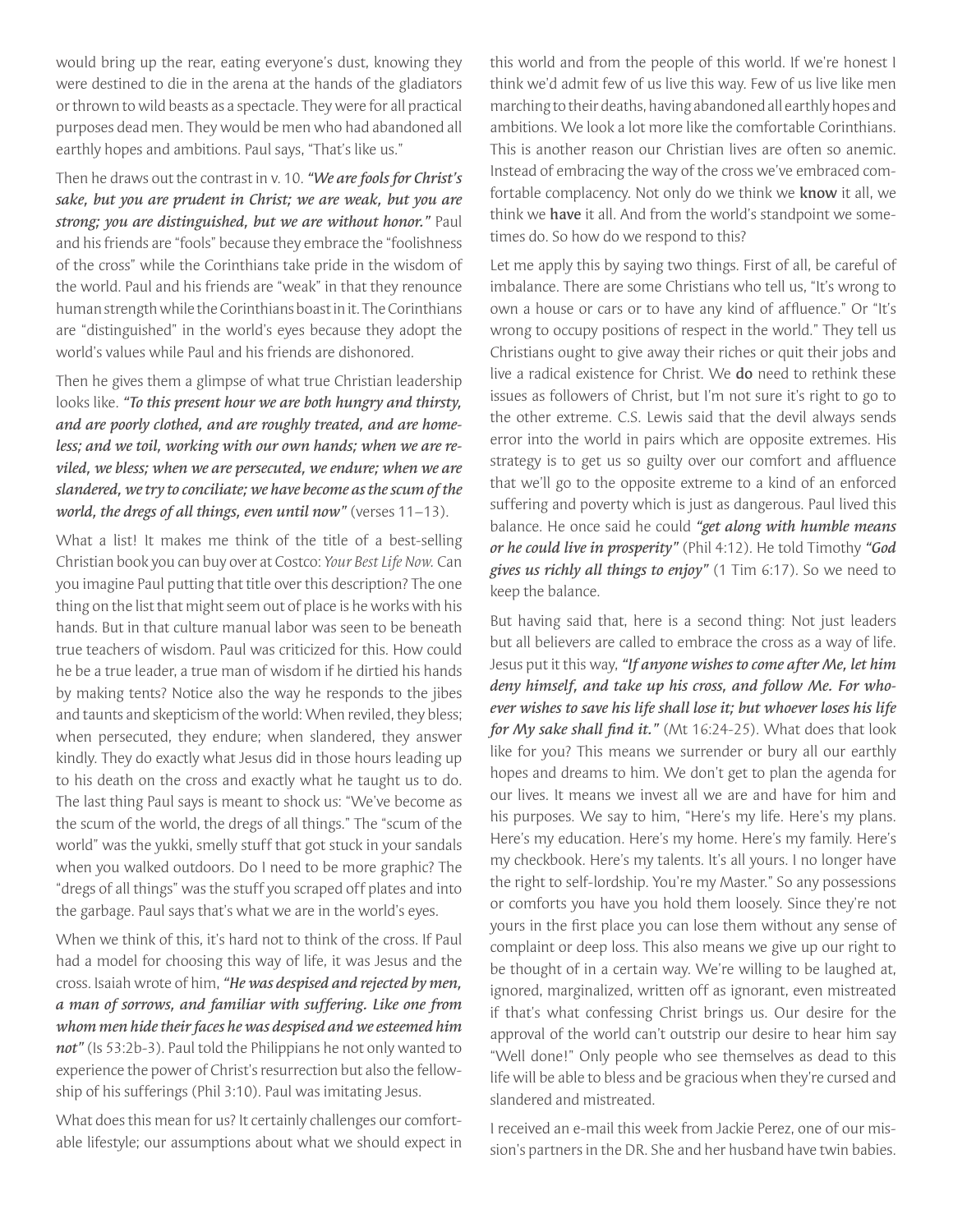would bring up the rear, eating everyone's dust, knowing they were destined to die in the arena at the hands of the gladiators or thrown to wild beasts as a spectacle. They were for all practical purposes dead men. They would be men who had abandoned all earthly hopes and ambitions. Paul says, "That's like us."

Then he draws out the contrast in v. 10. ***"We are fools for Christ's sake, but you are prudent in Christ; we are weak, but you are strong; you are distinguished, but we are without honor."*** Paul and his friends are "fools" because they embrace the "foolishness of the cross" while the Corinthians take pride in the wisdom of the world. Paul and his friends are "weak" in that they renounce human strength while the Corinthians boast in it. The Corinthians are "distinguished" in the world's eyes because they adopt the world's values while Paul and his friends are dishonored.

Then he gives them a glimpse of what true Christian leadership looks like. ***"To this present hour we are both hungry and thirsty, and are poorly clothed, and are roughly treated, and are homeless; and we toil, working with our own hands; when we are reviled, we bless; when we are persecuted, we endure; when we are slandered, we try to conciliate; we have become as the scum of the world, the dregs of all things, even until now"*** (verses 11–13).

What a list! It makes me think of the title of a best-selling Christian book you can buy over at Costco: *Your Best Life Now.* Can you imagine Paul putting that title over this description? The one thing on the list that might seem out of place is he works with his hands. But in that culture manual labor was seen to be beneath true teachers of wisdom. Paul was criticized for this. How could he be a true leader, a true man of wisdom if he dirtied his hands by making tents? Notice also the way he responds to the jibes and taunts and skepticism of the world: When reviled, they bless; when persecuted, they endure; when slandered, they answer kindly. They do exactly what Jesus did in those hours leading up to his death on the cross and exactly what he taught us to do. The last thing Paul says is meant to shock us: "We've become as the scum of the world, the dregs of all things." The "scum of the world" was the yukki, smelly stuff that got stuck in your sandals when you walked outdoors. Do I need to be more graphic? The "dregs of all things" was the stuff you scraped off plates and into the garbage. Paul says that's what we are in the world's eyes.

When we think of this, it's hard not to think of the cross. If Paul had a model for choosing this way of life, it was Jesus and the cross. Isaiah wrote of him, ***"He was despised and rejected by men, a man of sorrows, and familiar with suffering. Like one from whom men hide their faces he was despised and we esteemed him not"*** (Is 53:2b-3). Paul told the Philippians he not only wanted to experience the power of Christ's resurrection but also the fellowship of his sufferings (Phil 3:10). Paul was imitating Jesus.

What does this mean for us? It certainly challenges our comfortable lifestyle; our assumptions about what we should expect in this world and from the people of this world. If we're honest I think we'd admit few of us live this way. Few of us live like men marching to their deaths, having abandoned all earthly hopes and ambitions. We look a lot more like the comfortable Corinthians. This is another reason our Christian lives are often so anemic. Instead of embracing the way of the cross we've embraced comfortable complacency. Not only do we think we **know** it all, we think we **have** it all. And from the world's standpoint we sometimes do. So how do we respond to this?

Let me apply this by saying two things. First of all, be careful of imbalance. There are some Christians who tell us, "It's wrong to own a house or cars or to have any kind of affluence." Or "It's wrong to occupy positions of respect in the world." They tell us Christians ought to give away their riches or quit their jobs and live a radical existence for Christ. We **do** need to rethink these issues as followers of Christ, but I'm not sure it's right to go to the other extreme. C.S. Lewis said that the devil always sends error into the world in pairs which are opposite extremes. His strategy is to get us so guilty over our comfort and affluence that we'll go to the opposite extreme to a kind of an enforced suffering and poverty which is just as dangerous. Paul lived this balance. He once said he could ***"get along with humble means or he could live in prosperity"*** (Phil 4:12). He told Timothy ***"God gives us richly all things to enjoy"*** (1 Tim 6:17). So we need to keep the balance.

But having said that, here is a second thing: Not just leaders but all believers are called to embrace the cross as a way of life. Jesus put it this way, ***"If anyone wishes to come after Me, let him deny himself, and take up his cross, and follow Me. For whoever wishes to save his life shall lose it; but whoever loses his life for My sake shall find it."*** (Mt 16:24-25). What does that look like for you? This means we surrender or bury all our earthly hopes and dreams to him. We don't get to plan the agenda for our lives. It means we invest all we are and have for him and his purposes. We say to him, "Here's my life. Here's my plans. Here's my education. Here's my home. Here's my family. Here's my checkbook. Here's my talents. It's all yours. I no longer have the right to self-lordship. You're my Master." So any possessions or comforts you have you hold them loosely. Since they're not yours in the first place you can lose them without any sense of complaint or deep loss. This also means we give up our right to be thought of in a certain way. We're willing to be laughed at, ignored, marginalized, written off as ignorant, even mistreated if that's what confessing Christ brings us. Our desire for the approval of the world can't outstrip our desire to hear him say "Well done!" Only people who see themselves as dead to this life will be able to bless and be gracious when they're cursed and slandered and mistreated.

I received an e-mail this week from Jackie Perez, one of our mission's partners in the DR. She and her husband have twin babies.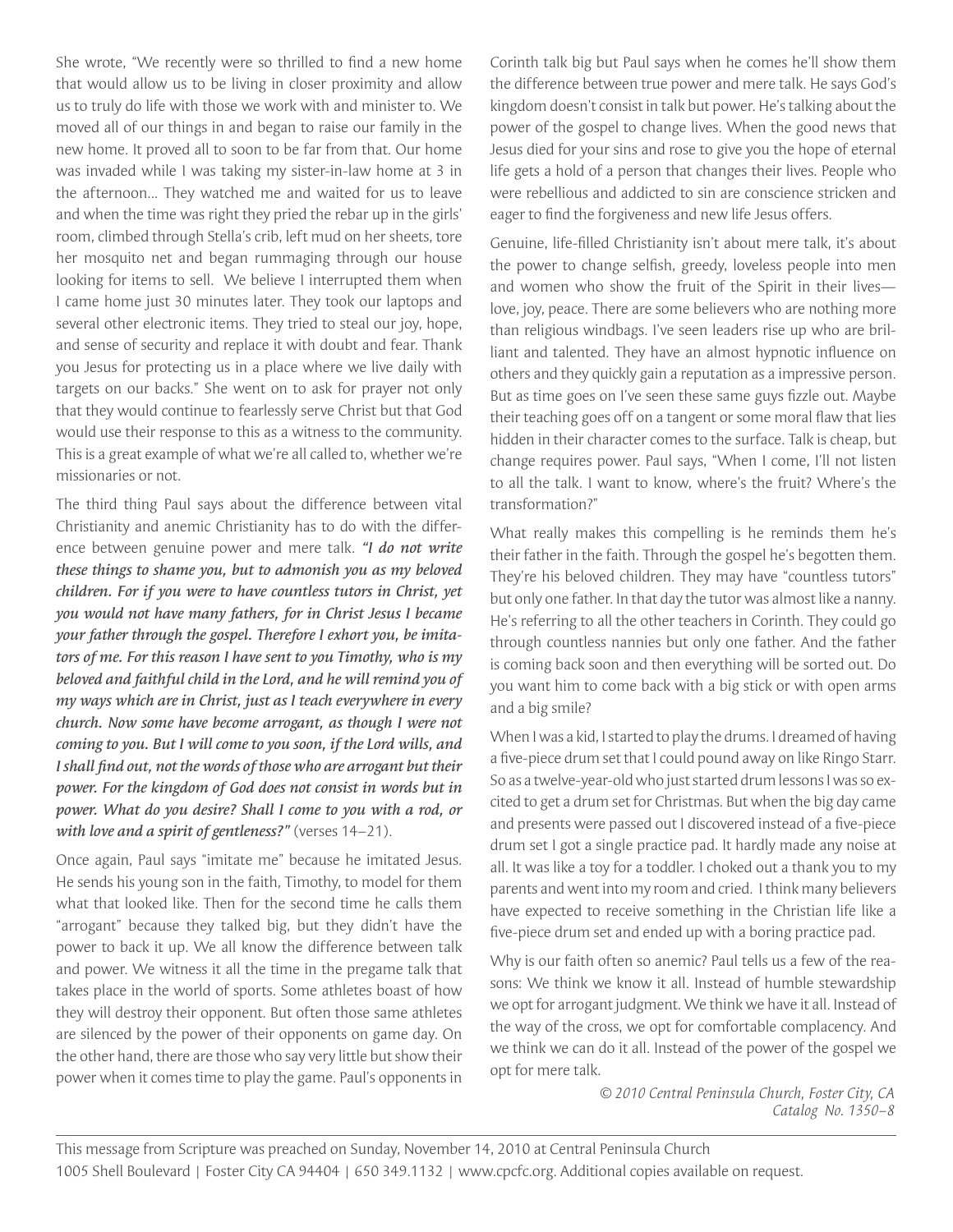She wrote, "We recently were so thrilled to find a new home that would allow us to be living in closer proximity and allow us to truly do life with those we work with and minister to. We moved all of our things in and began to raise our family in the new home. It proved all to soon to be far from that. Our home was invaded while I was taking my sister-in-law home at 3 in the afternoon... They watched me and waited for us to leave and when the time was right they pried the rebar up in the girls' room, climbed through Stella's crib, left mud on her sheets, tore her mosquito net and began rummaging through our house looking for items to sell. We believe I interrupted them when I came home just 30 minutes later. They took our laptops and several other electronic items. They tried to steal our joy, hope, and sense of security and replace it with doubt and fear. Thank you Jesus for protecting us in a place where we live daily with targets on our backs." She went on to ask for prayer not only that they would continue to fearlessly serve Christ but that God would use their response to this as a witness to the community. This is a great example of what we're all called to, whether we're missionaries or not.

The third thing Paul says about the difference between vital Christianity and anemic Christianity has to do with the difference between genuine power and mere talk. ***"I do not write these things to shame you, but to admonish you as my beloved children. For if you were to have countless tutors in Christ, yet you would not have many fathers, for in Christ Jesus I became your father through the gospel. Therefore I exhort you, be imitators of me. For this reason I have sent to you Timothy, who is my beloved and faithful child in the Lord, and he will remind you of my ways which are in Christ, just as I teach everywhere in every church. Now some have become arrogant, as though I were not coming to you. But I will come to you soon, if the Lord wills, and I shall find out, not the words of those who are arrogant but their power. For the kingdom of God does not consist in words but in power. What do you desire? Shall I come to you with a rod, or with love and a spirit of gentleness?"*** (verses 14–21).

Once again, Paul says "imitate me" because he imitated Jesus. He sends his young son in the faith, Timothy, to model for them what that looked like. Then for the second time he calls them "arrogant" because they talked big, but they didn't have the power to back it up. We all know the difference between talk and power. We witness it all the time in the pregame talk that takes place in the world of sports. Some athletes boast of how they will destroy their opponent. But often those same athletes are silenced by the power of their opponents on game day. On the other hand, there are those who say very little but show their power when it comes time to play the game. Paul's opponents in Corinth talk big but Paul says when he comes he'll show them the difference between true power and mere talk. He says God's kingdom doesn't consist in talk but power. He's talking about the power of the gospel to change lives. When the good news that Jesus died for your sins and rose to give you the hope of eternal life gets a hold of a person that changes their lives. People who were rebellious and addicted to sin are conscience stricken and eager to find the forgiveness and new life Jesus offers.

Genuine, life-filled Christianity isn't about mere talk, it's about the power to change selfish, greedy, loveless people into men and women who show the fruit of the Spirit in their lives—love, joy, peace. There are some believers who are nothing more than religious windbags. I've seen leaders rise up who are brilliant and talented. They have an almost hypnotic influence on others and they quickly gain a reputation as a impressive person. But as time goes on I've seen these same guys fizzle out. Maybe their teaching goes off on a tangent or some moral flaw that lies hidden in their character comes to the surface. Talk is cheap, but change requires power. Paul says, "When I come, I'll not listen to all the talk. I want to know, where's the fruit? Where's the transformation?"

What really makes this compelling is he reminds them he's their father in the faith. Through the gospel he's begotten them. They're his beloved children. They may have "countless tutors" but only one father. In that day the tutor was almost like a nanny. He's referring to all the other teachers in Corinth. They could go through countless nannies but only one father. And the father is coming back soon and then everything will be sorted out. Do you want him to come back with a big stick or with open arms and a big smile?

When I was a kid, I started to play the drums. I dreamed of having a five-piece drum set that I could pound away on like Ringo Starr. So as a twelve-year-old who just started drum lessons I was so excited to get a drum set for Christmas. But when the big day came and presents were passed out I discovered instead of a five-piece drum set I got a single practice pad. It hardly made any noise at all. It was like a toy for a toddler. I choked out a thank you to my parents and went into my room and cried. I think many believers have expected to receive something in the Christian life like a five-piece drum set and ended up with a boring practice pad.

Why is our faith often so anemic? Paul tells us a few of the reasons: We think we know it all. Instead of humble stewardship we opt for arrogant judgment. We think we have it all. Instead of the way of the cross, we opt for comfortable complacency. And we think we can do it all. Instead of the power of the gospel we opt for mere talk.

*© 2010 Central Peninsula Church, Foster City, CA*
*Catalog No. 1350–8*

This message from Scripture was preached on Sunday, November 14, 2010 at Central Peninsula Church
1005 Shell Boulevard | Foster City CA 94404 | 650 349.1132 | www.cpcfc.org. Additional copies available on request.